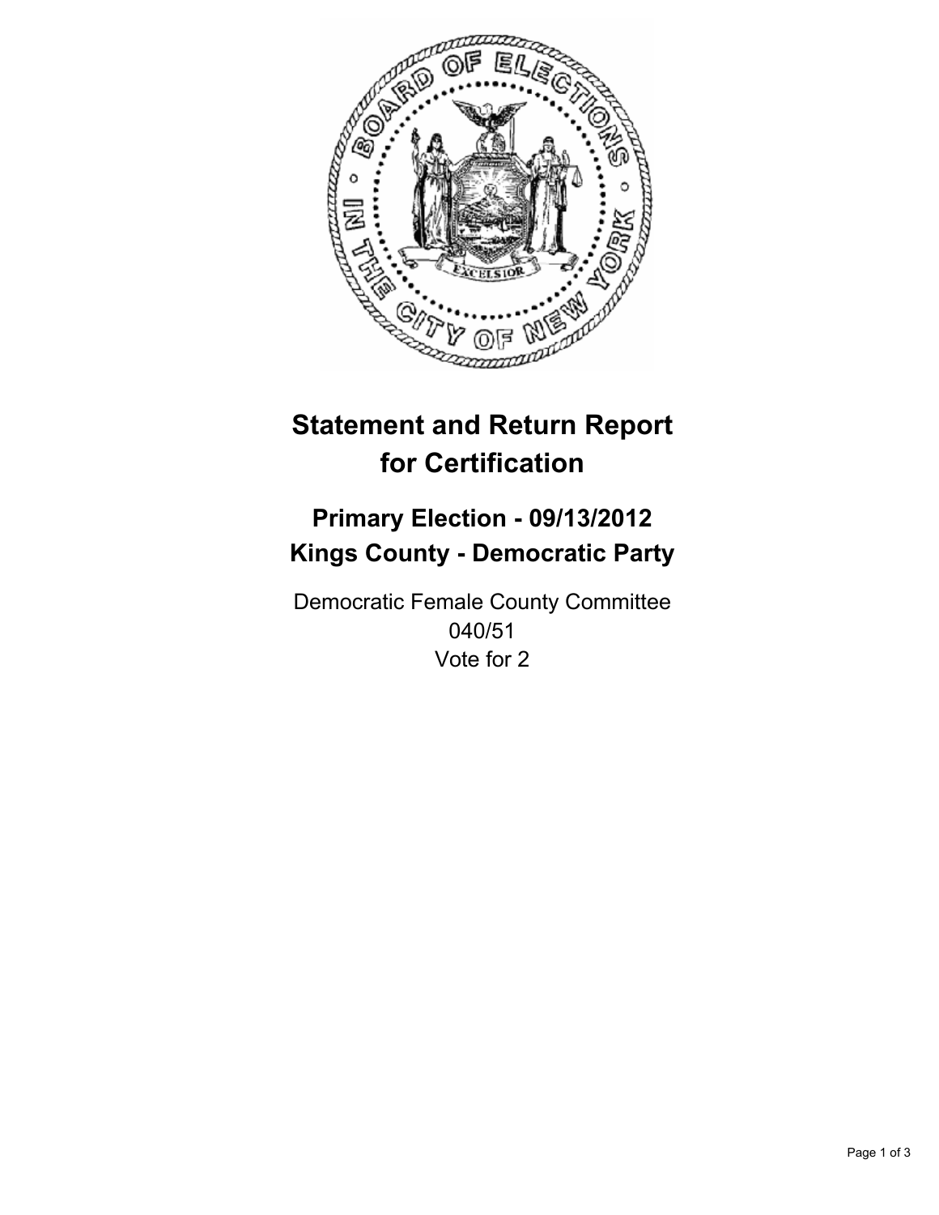# Statement and Return Report for Certification

## Primary Election - 09/13/2012
## Kings County - Democratic Party

Democratic Female County Committee
040/51
Vote for 2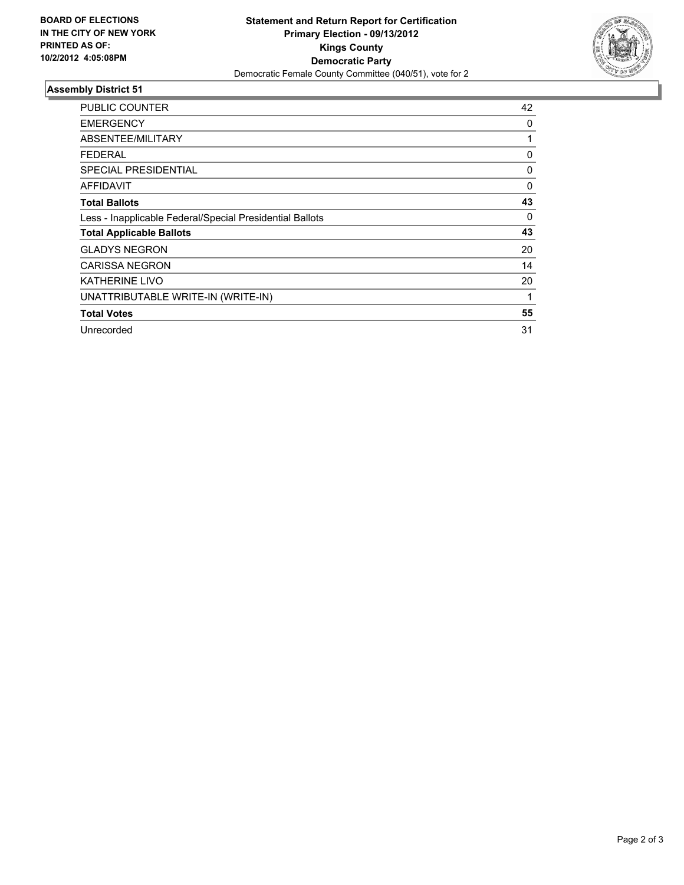**BOARD OF ELECTIONS IN THE CITY OF NEW YORK PRINTED AS OF: 10/2/2012 4:05:08PM**

**Statement and Return Report for Certification**
**Primary Election - 09/13/2012**
**Kings County**
**Democratic Party**
Democratic Female County Committee (040/51), vote for 2

### Assembly District 51

| | |
|---|---|
| PUBLIC COUNTER | 42 |
| EMERGENCY | 0 |
| ABSENTEE/MILITARY | 1 |
| FEDERAL | 0 |
| SPECIAL PRESIDENTIAL | 0 |
| AFFIDAVIT | 0 |
| **Total Ballots** | **43** |
| Less - Inapplicable Federal/Special Presidential Ballots | 0 |
| **Total Applicable Ballots** | **43** |
| GLADYS NEGRON | 20 |
| CARISSA NEGRON | 14 |
| KATHERINE LIVO | 20 |
| UNATTRIBUTABLE WRITE-IN (WRITE-IN) | 1 |
| **Total Votes** | **55** |
| Unrecorded | 31 |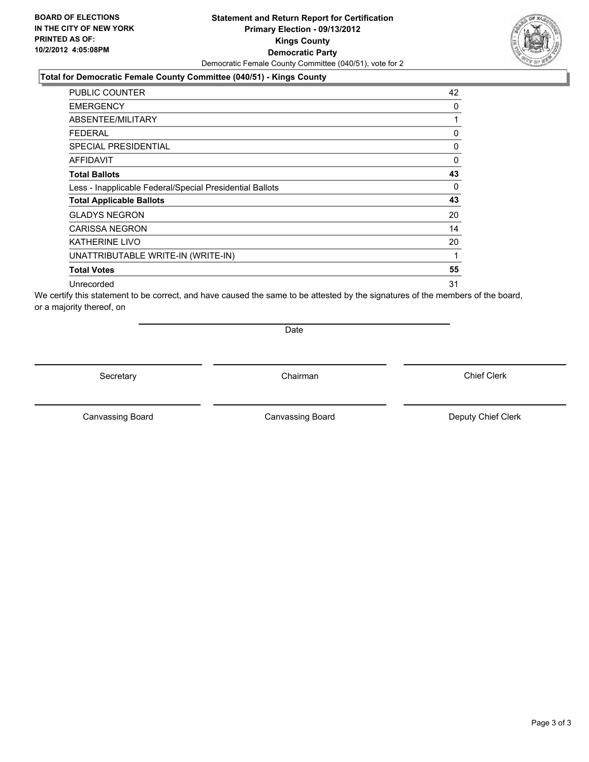**BOARD OF ELECTIONS IN THE CITY OF NEW YORK PRINTED AS OF: 10/2/2012 4:05:08PM**

**Statement and Return Report for Certification**
**Primary Election - 09/13/2012**
**Kings County**
**Democratic Party**
Democratic Female County Committee (040/51), vote for 2

**Total for Democratic Female County Committee (040/51) - Kings County**

| | |
|---|---|
| PUBLIC COUNTER | 42 |
| EMERGENCY | 0 |
| ABSENTEE/MILITARY | 1 |
| FEDERAL | 0 |
| SPECIAL PRESIDENTIAL | 0 |
| AFFIDAVIT | 0 |
| **Total Ballots** | **43** |
| Less - Inapplicable Federal/Special Presidential Ballots | 0 |
| **Total Applicable Ballots** | **43** |
| GLADYS NEGRON | 20 |
| CARISSA NEGRON | 14 |
| KATHERINE LIVO | 20 |
| UNATTRIBUTABLE WRITE-IN (WRITE-IN) | 1 |
| **Total Votes** | **55** |
| Unrecorded | 31 |

We certify this statement to be correct, and have caused the same to be attested by the signatures of the members of the board, or a majority thereof, on

Date

Secretary

Chairman

Chief Clerk

Canvassing Board

Canvassing Board

Deputy Chief Clerk